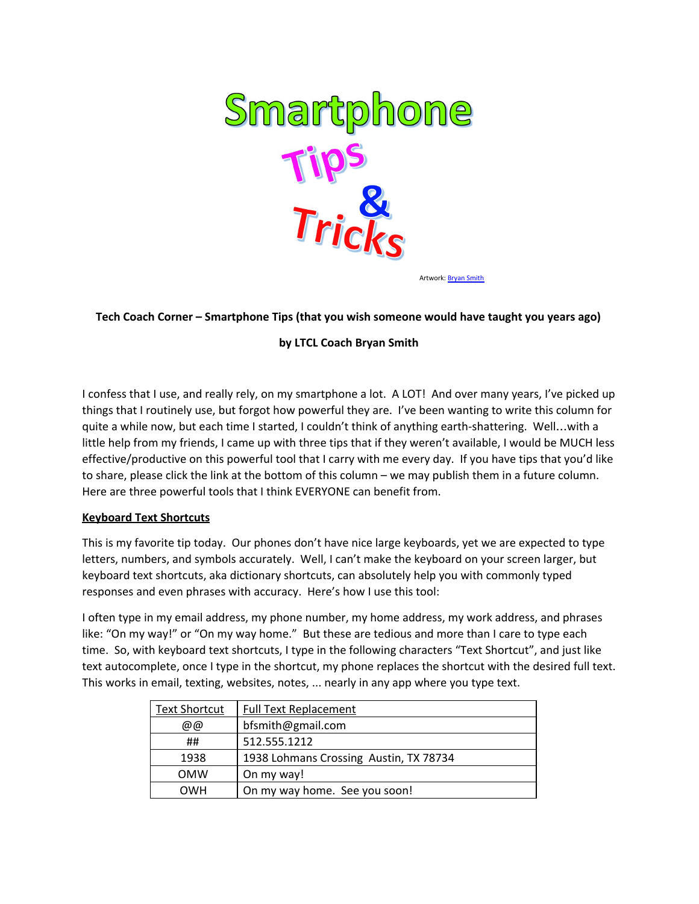# Smartphone Tips & Tricks

Artwork: Bryan Smith

**Tech Coach Corner – Smartphone Tips (that you wish someone would have taught you years ago)**

**by LTCL Coach Bryan Smith**

I confess that I use, and really rely, on my smartphone a lot. A LOT! And over many years, I've picked up things that I routinely use, but forgot how powerful they are. I've been wanting to write this column for quite a while now, but each time I started, I couldn't think of anything earth-shattering. Well…with a little help from my friends, I came up with three tips that if they weren't available, I would be MUCH less effective/productive on this powerful tool that I carry with me every day. If you have tips that you'd like to share, please click the link at the bottom of this column – we may publish them in a future column. Here are three powerful tools that I think EVERYONE can benefit from.

**Keyboard Text Shortcuts**

This is my favorite tip today. Our phones don't have nice large keyboards, yet we are expected to type letters, numbers, and symbols accurately. Well, I can't make the keyboard on your screen larger, but keyboard text shortcuts, aka dictionary shortcuts, can absolutely help you with commonly typed responses and even phrases with accuracy. Here's how I use this tool:

I often type in my email address, my phone number, my home address, my work address, and phrases like: "On my way!" or "On my way home." But these are tedious and more than I care to type each time. So, with keyboard text shortcuts, I type in the following characters "Text Shortcut", and just like text autocomplete, once I type in the shortcut, my phone replaces the shortcut with the desired full text. This works in email, texting, websites, notes, ... nearly in any app where you type text.

| Text Shortcut | Full Text Replacement |
|---|---|
| @@ | bfsmith@gmail.com |
| ## | 512.555.1212 |
| 1938 | 1938 Lohmans Crossing Austin, TX 78734 |
| OMW | On my way! |
| OWH | On my way home. See you soon! |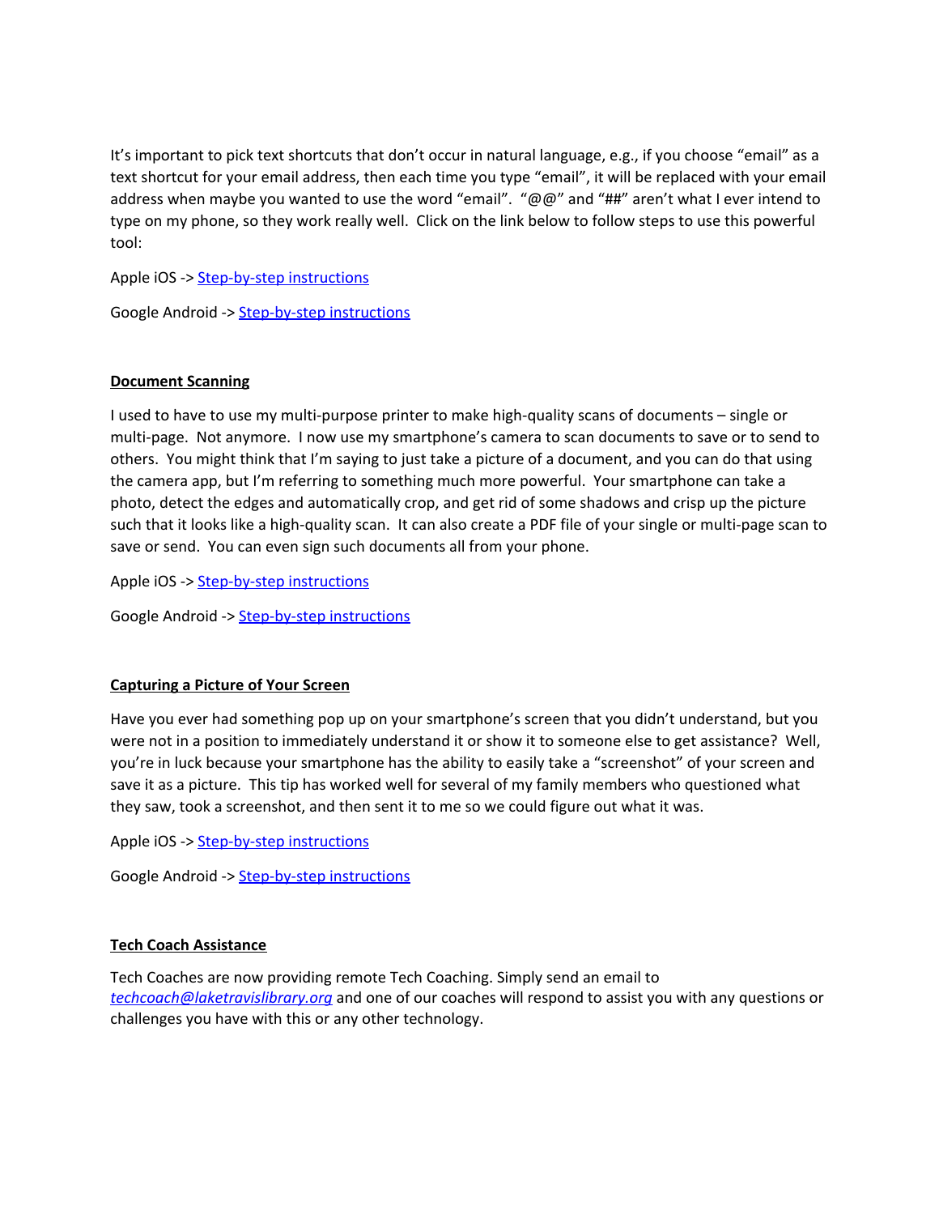It's important to pick text shortcuts that don't occur in natural language, e.g., if you choose "email" as a text shortcut for your email address, then each time you type "email", it will be replaced with your email address when maybe you wanted to use the word "email". "@@" and "##" aren't what I ever intend to type on my phone, so they work really well. Click on the link below to follow steps to use this powerful tool:

Apple iOS -> Step-by-step instructions

Google Android -> Step-by-step instructions

## Document Scanning

I used to have to use my multi-purpose printer to make high-quality scans of documents – single or multi-page. Not anymore. I now use my smartphone's camera to scan documents to save or to send to others. You might think that I'm saying to just take a picture of a document, and you can do that using the camera app, but I'm referring to something much more powerful. Your smartphone can take a photo, detect the edges and automatically crop, and get rid of some shadows and crisp up the picture such that it looks like a high-quality scan. It can also create a PDF file of your single or multi-page scan to save or send. You can even sign such documents all from your phone.

Apple iOS -> Step-by-step instructions

Google Android -> Step-by-step instructions

## Capturing a Picture of Your Screen

Have you ever had something pop up on your smartphone's screen that you didn't understand, but you were not in a position to immediately understand it or show it to someone else to get assistance? Well, you're in luck because your smartphone has the ability to easily take a "screenshot" of your screen and save it as a picture. This tip has worked well for several of my family members who questioned what they saw, took a screenshot, and then sent it to me so we could figure out what it was.

Apple iOS -> Step-by-step instructions

Google Android -> Step-by-step instructions

## Tech Coach Assistance

Tech Coaches are now providing remote Tech Coaching. Simply send an email to *techcoach@laketravislibrary.org* and one of our coaches will respond to assist you with any questions or challenges you have with this or any other technology.